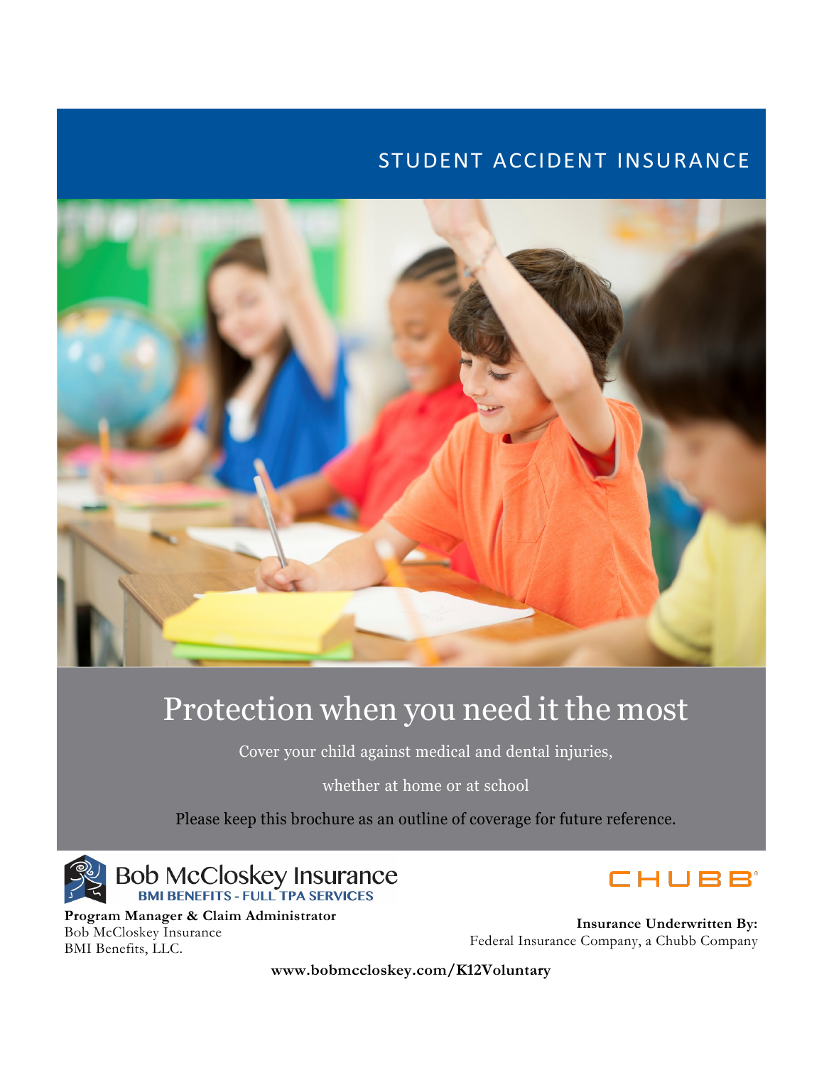# STUDENT ACCIDENT INSURANCE

## Protection when you need it the most

Cover your child against medical and dental injuries,

whether at home or at school

Please keep this brochure as an outline of coverage for future reference.

Bob McCloskey Insurance
BMI BENEFITS - FULL TPA SERVICES

**Program Manager & Claim Administrator**
Bob McCloskey Insurance
BMI Benefits, LLC.

CHUBB

**Insurance Underwritten By:**
Federal Insurance Company, a Chubb Company

**www.bobmccloskey.com/K12Voluntary**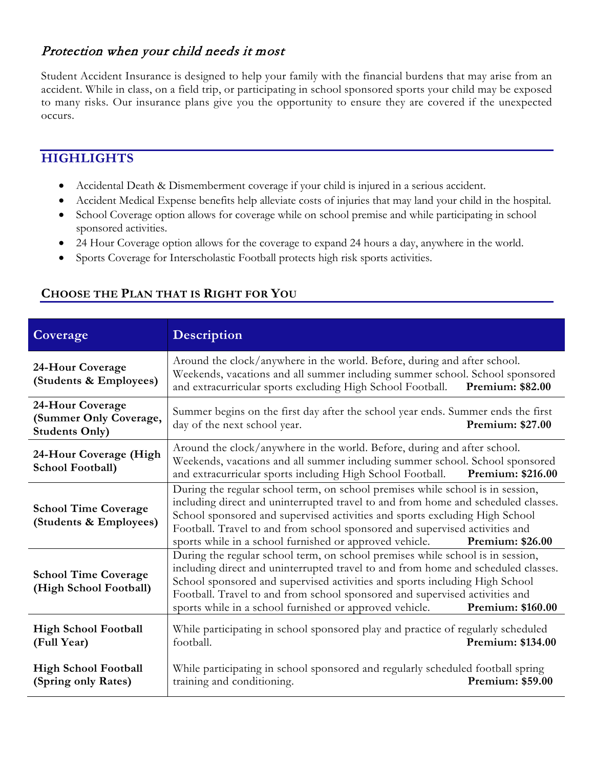## *Protection when your child needs it most*

Student Accident Insurance is designed to help your family with the financial burdens that may arise from an accident. While in class, on a field trip, or participating in school sponsored sports your child may be exposed to many risks. Our insurance plans give you the opportunity to ensure they are covered if the unexpected occurs.

## HIGHLIGHTS

- Accidental Death & Dismemberment coverage if your child is injured in a serious accident.
- Accident Medical Expense benefits help alleviate costs of injuries that may land your child in the hospital.
- School Coverage option allows for coverage while on school premise and while participating in school sponsored activities.
- 24 Hour Coverage option allows for the coverage to expand 24 hours a day, anywhere in the world.
- Sports Coverage for Interscholastic Football protects high risk sports activities.

### CHOOSE THE PLAN THAT IS RIGHT FOR YOU

| Coverage | Description |
| --- | --- |
| **24-Hour Coverage (Students & Employees)** | Around the clock/anywhere in the world. Before, during and after school. Weekends, vacations and all summer including summer school. School sponsored and extracurricular sports excluding High School Football. **Premium: $82.00** |
| **24-Hour Coverage (Summer Only Coverage, Students Only)** | Summer begins on the first day after the school year ends. Summer ends the first day of the next school year. **Premium: $27.00** |
| **24-Hour Coverage (High School Football)** | Around the clock/anywhere in the world. Before, during and after school. Weekends, vacations and all summer including summer school. School sponsored and extracurricular sports including High School Football. **Premium: $216.00** |
| **School Time Coverage (Students & Employees)** | During the regular school term, on school premises while school is in session, including direct and uninterrupted travel to and from home and scheduled classes. School sponsored and supervised activities and sports excluding High School Football. Travel to and from school sponsored and supervised activities and sports while in a school furnished or approved vehicle. **Premium: $26.00** |
| **School Time Coverage (High School Football)** | During the regular school term, on school premises while school is in session, including direct and uninterrupted travel to and from home and scheduled classes. School sponsored and supervised activities and sports including High School Football. Travel to and from school sponsored and supervised activities and sports while in a school furnished or approved vehicle. **Premium: $160.00** |
| **High School Football (Full Year)** | While participating in school sponsored play and practice of regularly scheduled football. **Premium: $134.00** |
| **High School Football (Spring only Rates)** | While participating in school sponsored and regularly scheduled football spring training and conditioning. **Premium: $59.00** |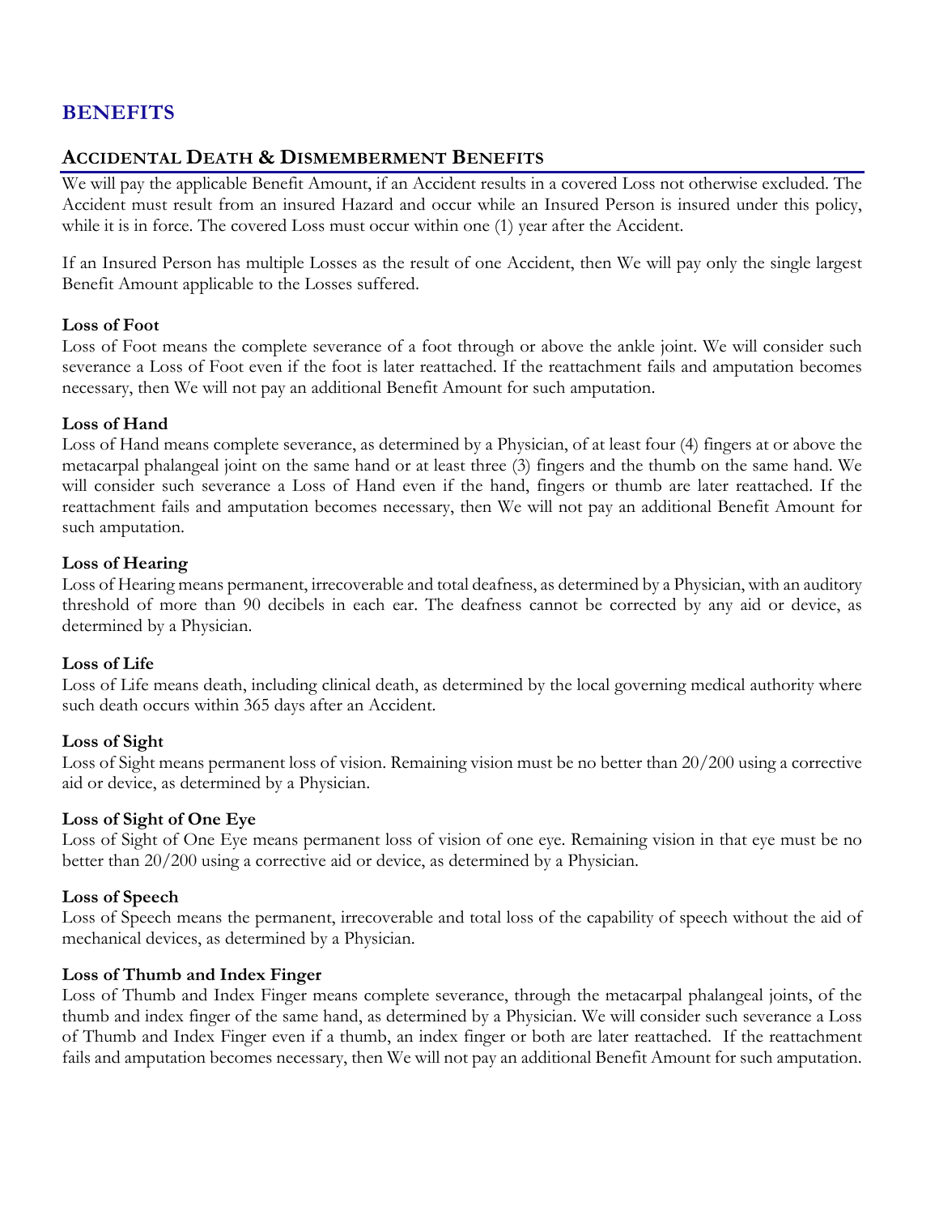# BENEFITS

## ACCIDENTAL DEATH & DISMEMBERMENT BENEFITS

We will pay the applicable Benefit Amount, if an Accident results in a covered Loss not otherwise excluded. The Accident must result from an insured Hazard and occur while an Insured Person is insured under this policy, while it is in force. The covered Loss must occur within one (1) year after the Accident.

If an Insured Person has multiple Losses as the result of one Accident, then We will pay only the single largest Benefit Amount applicable to the Losses suffered.

**Loss of Foot**

Loss of Foot means the complete severance of a foot through or above the ankle joint. We will consider such severance a Loss of Foot even if the foot is later reattached. If the reattachment fails and amputation becomes necessary, then We will not pay an additional Benefit Amount for such amputation.

**Loss of Hand**

Loss of Hand means complete severance, as determined by a Physician, of at least four (4) fingers at or above the metacarpal phalangeal joint on the same hand or at least three (3) fingers and the thumb on the same hand. We will consider such severance a Loss of Hand even if the hand, fingers or thumb are later reattached. If the reattachment fails and amputation becomes necessary, then We will not pay an additional Benefit Amount for such amputation.

**Loss of Hearing**

Loss of Hearing means permanent, irrecoverable and total deafness, as determined by a Physician, with an auditory threshold of more than 90 decibels in each ear. The deafness cannot be corrected by any aid or device, as determined by a Physician.

**Loss of Life**

Loss of Life means death, including clinical death, as determined by the local governing medical authority where such death occurs within 365 days after an Accident.

**Loss of Sight**

Loss of Sight means permanent loss of vision. Remaining vision must be no better than 20/200 using a corrective aid or device, as determined by a Physician.

**Loss of Sight of One Eye**

Loss of Sight of One Eye means permanent loss of vision of one eye. Remaining vision in that eye must be no better than 20/200 using a corrective aid or device, as determined by a Physician.

**Loss of Speech**

Loss of Speech means the permanent, irrecoverable and total loss of the capability of speech without the aid of mechanical devices, as determined by a Physician.

**Loss of Thumb and Index Finger**

Loss of Thumb and Index Finger means complete severance, through the metacarpal phalangeal joints, of the thumb and index finger of the same hand, as determined by a Physician. We will consider such severance a Loss of Thumb and Index Finger even if a thumb, an index finger or both are later reattached. If the reattachment fails and amputation becomes necessary, then We will not pay an additional Benefit Amount for such amputation.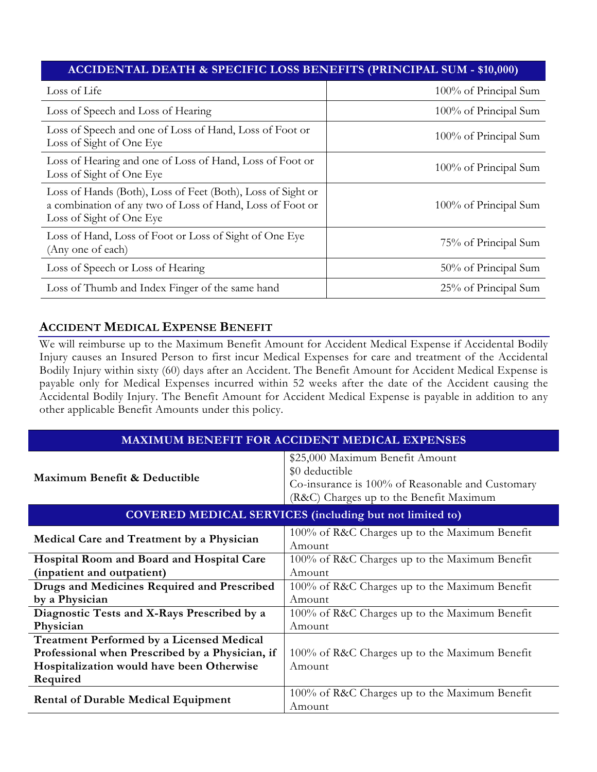| ACCIDENTAL DEATH & SPECIFIC LOSS BENEFITS (PRINCIPAL SUM - $10,000) | |
|---|---|
| Loss of Life | 100% of Principal Sum |
| Loss of Speech and Loss of Hearing | 100% of Principal Sum |
| Loss of Speech and one of Loss of Hand, Loss of Foot or Loss of Sight of One Eye | 100% of Principal Sum |
| Loss of Hearing and one of Loss of Hand, Loss of Foot or Loss of Sight of One Eye | 100% of Principal Sum |
| Loss of Hands (Both), Loss of Feet (Both), Loss of Sight or a combination of any two of Loss of Hand, Loss of Foot or Loss of Sight of One Eye | 100% of Principal Sum |
| Loss of Hand, Loss of Foot or Loss of Sight of One Eye (Any one of each) | 75% of Principal Sum |
| Loss of Speech or Loss of Hearing | 50% of Principal Sum |
| Loss of Thumb and Index Finger of the same hand | 25% of Principal Sum |

## ACCIDENT MEDICAL EXPENSE BENEFIT

We will reimburse up to the Maximum Benefit Amount for Accident Medical Expense if Accidental Bodily Injury causes an Insured Person to first incur Medical Expenses for care and treatment of the Accidental Bodily Injury within sixty (60) days after an Accident. The Benefit Amount for Accident Medical Expense is payable only for Medical Expenses incurred within 52 weeks after the date of the Accident causing the Accidental Bodily Injury. The Benefit Amount for Accident Medical Expense is payable in addition to any other applicable Benefit Amounts under this policy.

| MAXIMUM BENEFIT FOR ACCIDENT MEDICAL EXPENSES | |
|---|---|
| **Maximum Benefit & Deductible** | $25,000 Maximum Benefit Amount<br>$0 deductible<br>Co-insurance is 100% of Reasonable and Customary (R&C) Charges up to the Benefit Maximum |
| **COVERED MEDICAL SERVICES (including but not limited to)** | |
| **Medical Care and Treatment by a Physician** | 100% of R&C Charges up to the Maximum Benefit Amount |
| **Hospital Room and Board and Hospital Care (inpatient and outpatient)** | 100% of R&C Charges up to the Maximum Benefit Amount |
| **Drugs and Medicines Required and Prescribed by a Physician** | 100% of R&C Charges up to the Maximum Benefit Amount |
| **Diagnostic Tests and X-Rays Prescribed by a Physician** | 100% of R&C Charges up to the Maximum Benefit Amount |
| **Treatment Performed by a Licensed Medical Professional when Prescribed by a Physician, if Hospitalization would have been Otherwise Required** | 100% of R&C Charges up to the Maximum Benefit Amount |
| **Rental of Durable Medical Equipment** | 100% of R&C Charges up to the Maximum Benefit Amount |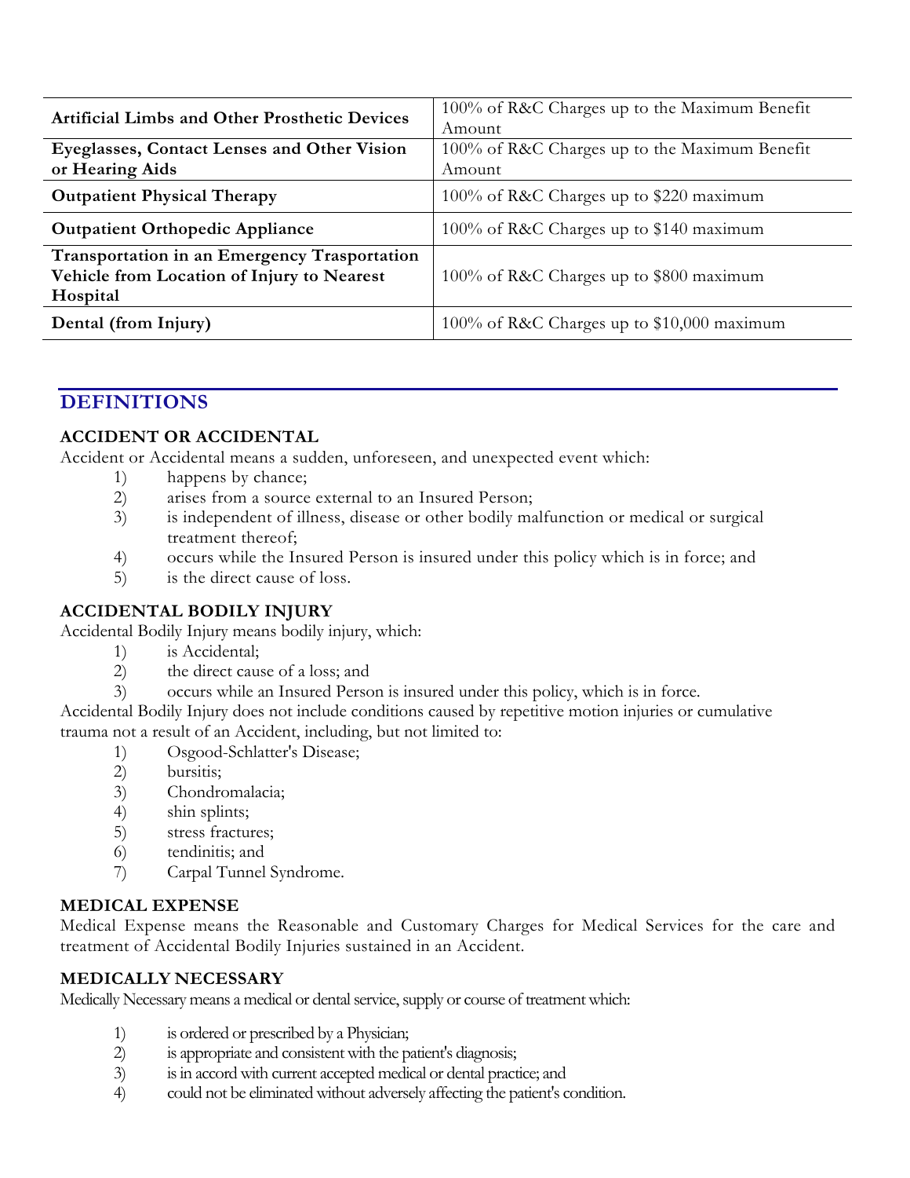| | |
|---|---|
| **Artificial Limbs and Other Prosthetic Devices** | 100% of R&C Charges up to the Maximum Benefit Amount |
| **Eyeglasses, Contact Lenses and Other Vision or Hearing Aids** | 100% of R&C Charges up to the Maximum Benefit Amount |
| **Outpatient Physical Therapy** | 100% of R&C Charges up to $220 maximum |
| **Outpatient Orthopedic Appliance** | 100% of R&C Charges up to $140 maximum |
| **Transportation in an Emergency Trasportation Vehicle from Location of Injury to Nearest Hospital** | 100% of R&C Charges up to $800 maximum |
| **Dental (from Injury)** | 100% of R&C Charges up to $10,000 maximum |

## DEFINITIONS

**ACCIDENT OR ACCIDENTAL**

Accident or Accidental means a sudden, unforeseen, and unexpected event which:

1) happens by chance;
2) arises from a source external to an Insured Person;
3) is independent of illness, disease or other bodily malfunction or medical or surgical treatment thereof;
4) occurs while the Insured Person is insured under this policy which is in force; and
5) is the direct cause of loss.

**ACCIDENTAL BODILY INJURY**

Accidental Bodily Injury means bodily injury, which:

1) is Accidental;
2) the direct cause of a loss; and
3) occurs while an Insured Person is insured under this policy, which is in force.

Accidental Bodily Injury does not include conditions caused by repetitive motion injuries or cumulative trauma not a result of an Accident, including, but not limited to:

1) Osgood-Schlatter's Disease;
2) bursitis;
3) Chondromalacia;
4) shin splints;
5) stress fractures;
6) tendinitis; and
7) Carpal Tunnel Syndrome.

**MEDICAL EXPENSE**

Medical Expense means the Reasonable and Customary Charges for Medical Services for the care and treatment of Accidental Bodily Injuries sustained in an Accident.

**MEDICALLY NECESSARY**

Medically Necessary means a medical or dental service, supply or course of treatment which:

1) is ordered or prescribed by a Physician;
2) is appropriate and consistent with the patient's diagnosis;
3) is in accord with current accepted medical or dental practice; and
4) could not be eliminated without adversely affecting the patient's condition.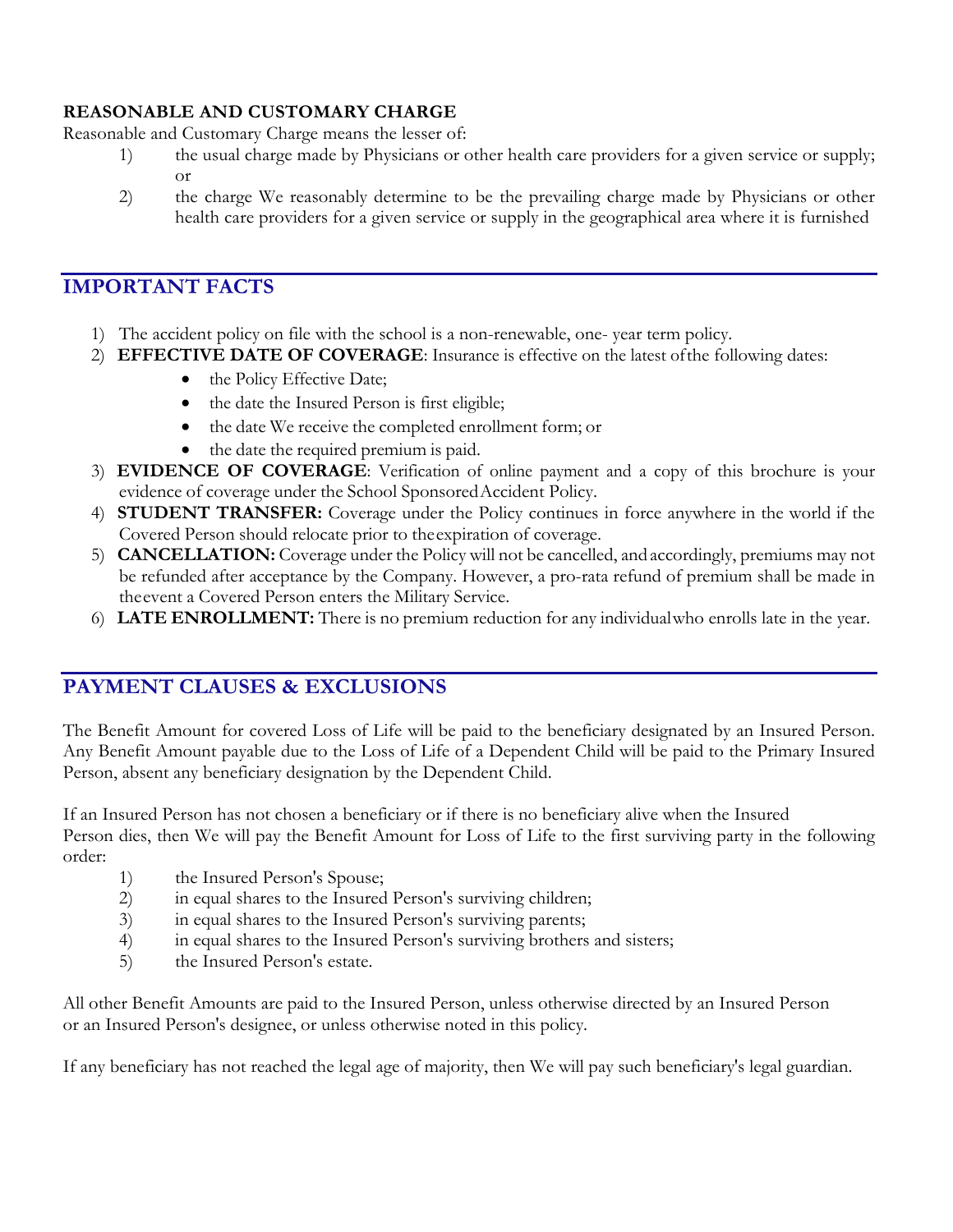**REASONABLE AND CUSTOMARY CHARGE**

Reasonable and Customary Charge means the lesser of:

1) the usual charge made by Physicians or other health care providers for a given service or supply; or
2) the charge We reasonably determine to be the prevailing charge made by Physicians or other health care providers for a given service or supply in the geographical area where it is furnished

## IMPORTANT FACTS

1) The accident policy on file with the school is a non-renewable, one- year term policy.
2) **EFFECTIVE DATE OF COVERAGE**: Insurance is effective on the latest of the following dates:
    - the Policy Effective Date;
    - the date the Insured Person is first eligible;
    - the date We receive the completed enrollment form; or
    - the date the required premium is paid.
3) **EVIDENCE OF COVERAGE**: Verification of online payment and a copy of this brochure is your evidence of coverage under the School Sponsored Accident Policy.
4) **STUDENT TRANSFER:** Coverage under the Policy continues in force anywhere in the world if the Covered Person should relocate prior to the expiration of coverage.
5) **CANCELLATION:** Coverage under the Policy will not be cancelled, and accordingly, premiums may not be refunded after acceptance by the Company. However, a pro-rata refund of premium shall be made in the event a Covered Person enters the Military Service.
6) **LATE ENROLLMENT:** There is no premium reduction for any individual who enrolls late in the year.

## PAYMENT CLAUSES & EXCLUSIONS

The Benefit Amount for covered Loss of Life will be paid to the beneficiary designated by an Insured Person. Any Benefit Amount payable due to the Loss of Life of a Dependent Child will be paid to the Primary Insured Person, absent any beneficiary designation by the Dependent Child.

If an Insured Person has not chosen a beneficiary or if there is no beneficiary alive when the Insured Person dies, then We will pay the Benefit Amount for Loss of Life to the first surviving party in the following order:

1) the Insured Person's Spouse;
2) in equal shares to the Insured Person's surviving children;
3) in equal shares to the Insured Person's surviving parents;
4) in equal shares to the Insured Person's surviving brothers and sisters;
5) the Insured Person's estate.

All other Benefit Amounts are paid to the Insured Person, unless otherwise directed by an Insured Person or an Insured Person's designee, or unless otherwise noted in this policy.

If any beneficiary has not reached the legal age of majority, then We will pay such beneficiary's legal guardian.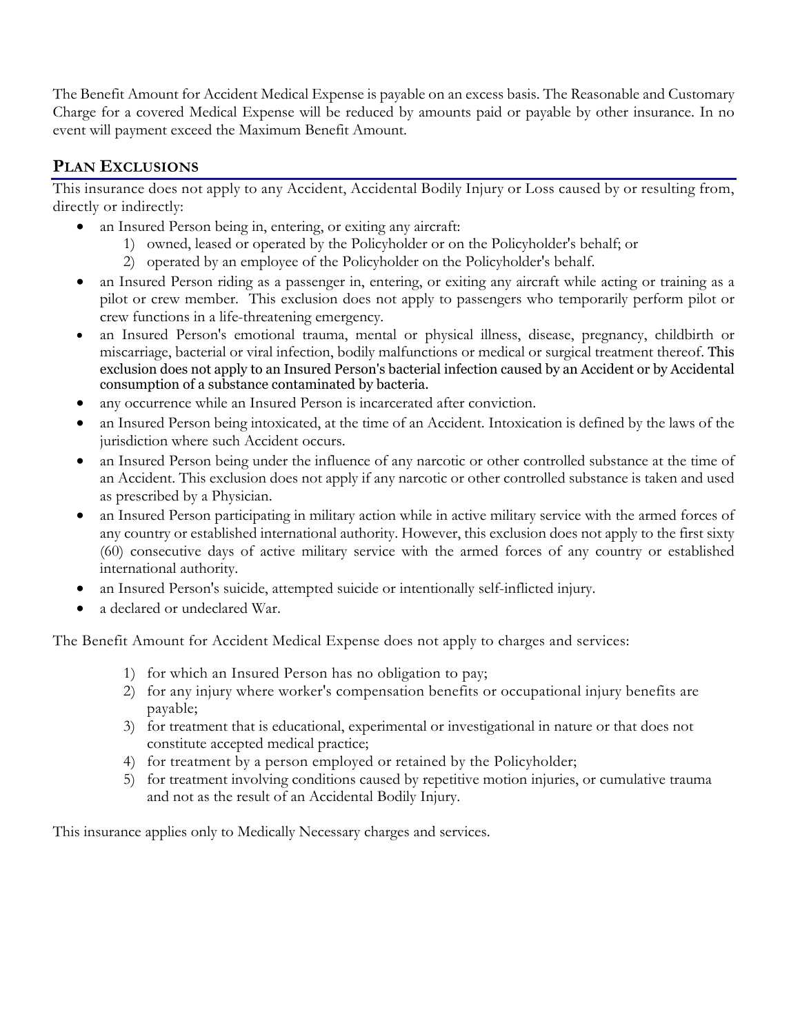The Benefit Amount for Accident Medical Expense is payable on an excess basis. The Reasonable and Customary Charge for a covered Medical Expense will be reduced by amounts paid or payable by other insurance. In no event will payment exceed the Maximum Benefit Amount.

## PLAN EXCLUSIONS

This insurance does not apply to any Accident, Accidental Bodily Injury or Loss caused by or resulting from, directly or indirectly:

- an Insured Person being in, entering, or exiting any aircraft:
  1) owned, leased or operated by the Policyholder or on the Policyholder's behalf; or
  2) operated by an employee of the Policyholder on the Policyholder's behalf.
- an Insured Person riding as a passenger in, entering, or exiting any aircraft while acting or training as a pilot or crew member. This exclusion does not apply to passengers who temporarily perform pilot or crew functions in a life-threatening emergency.
- an Insured Person's emotional trauma, mental or physical illness, disease, pregnancy, childbirth or miscarriage, bacterial or viral infection, bodily malfunctions or medical or surgical treatment thereof. This exclusion does not apply to an Insured Person's bacterial infection caused by an Accident or by Accidental consumption of a substance contaminated by bacteria.
- any occurrence while an Insured Person is incarcerated after conviction.
- an Insured Person being intoxicated, at the time of an Accident. Intoxication is defined by the laws of the jurisdiction where such Accident occurs.
- an Insured Person being under the influence of any narcotic or other controlled substance at the time of an Accident. This exclusion does not apply if any narcotic or other controlled substance is taken and used as prescribed by a Physician.
- an Insured Person participating in military action while in active military service with the armed forces of any country or established international authority. However, this exclusion does not apply to the first sixty (60) consecutive days of active military service with the armed forces of any country or established international authority.
- an Insured Person's suicide, attempted suicide or intentionally self-inflicted injury.
- a declared or undeclared War.

The Benefit Amount for Accident Medical Expense does not apply to charges and services:

1) for which an Insured Person has no obligation to pay;
2) for any injury where worker's compensation benefits or occupational injury benefits are payable;
3) for treatment that is educational, experimental or investigational in nature or that does not constitute accepted medical practice;
4) for treatment by a person employed or retained by the Policyholder;
5) for treatment involving conditions caused by repetitive motion injuries, or cumulative trauma and not as the result of an Accidental Bodily Injury.

This insurance applies only to Medically Necessary charges and services.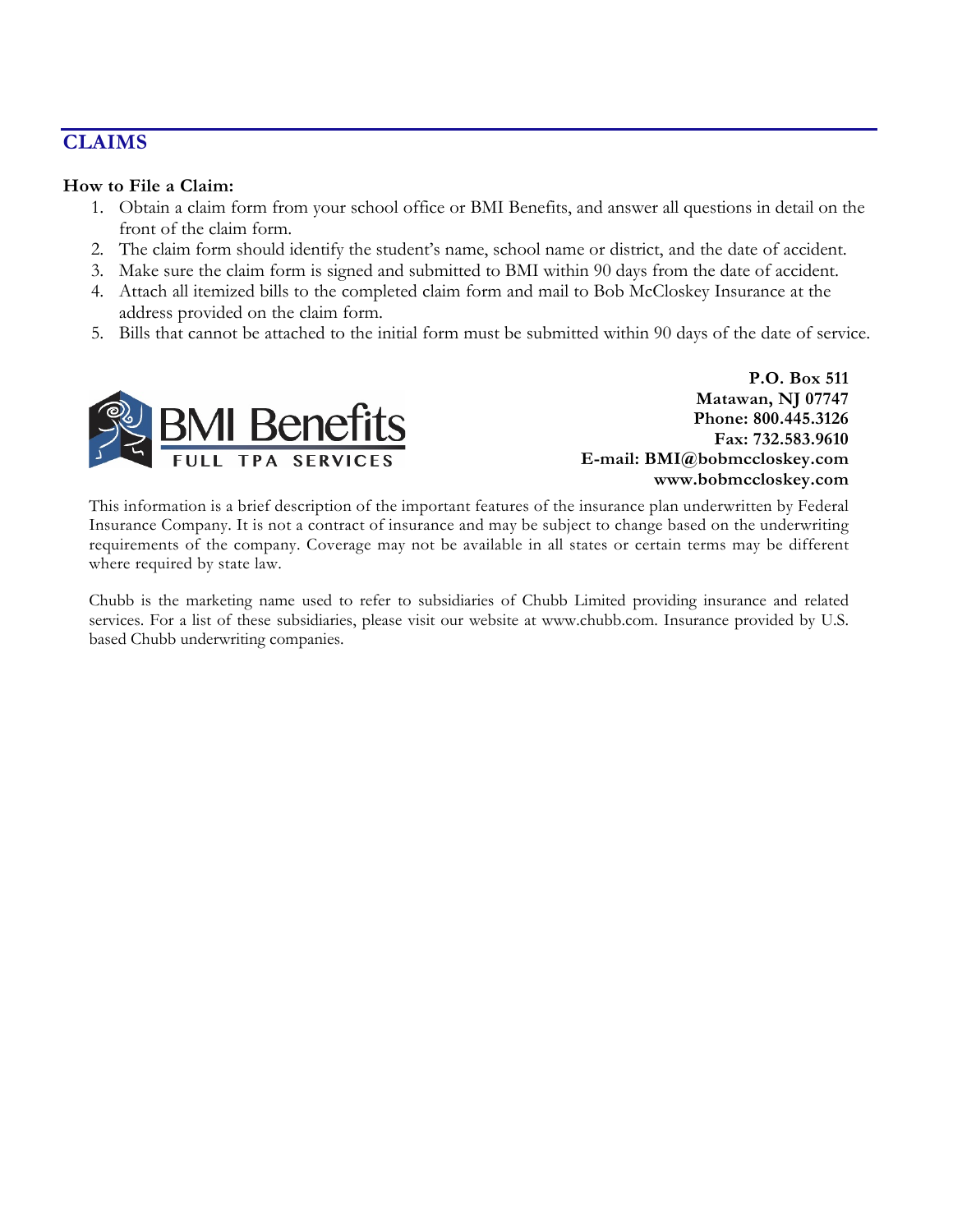## CLAIMS

**How to File a Claim:**

1. Obtain a claim form from your school office or BMI Benefits, and answer all questions in detail on the front of the claim form.
2. The claim form should identify the student's name, school name or district, and the date of accident.
3. Make sure the claim form is signed and submitted to BMI within 90 days from the date of accident.
4. Attach all itemized bills to the completed claim form and mail to Bob McCloskey Insurance at the address provided on the claim form.
5. Bills that cannot be attached to the initial form must be submitted within 90 days of the date of service.

BMI Benefits
FULL TPA SERVICES

**P.O. Box 511**
**Matawan, NJ 07747**
**Phone: 800.445.3126**
**Fax: 732.583.9610**
**E-mail: BMI@bobmccloskey.com**
**www.bobmccloskey.com**

This information is a brief description of the important features of the insurance plan underwritten by Federal Insurance Company. It is not a contract of insurance and may be subject to change based on the underwriting requirements of the company. Coverage may not be available in all states or certain terms may be different where required by state law.

Chubb is the marketing name used to refer to subsidiaries of Chubb Limited providing insurance and related services. For a list of these subsidiaries, please visit our website at www.chubb.com. Insurance provided by U.S. based Chubb underwriting companies.